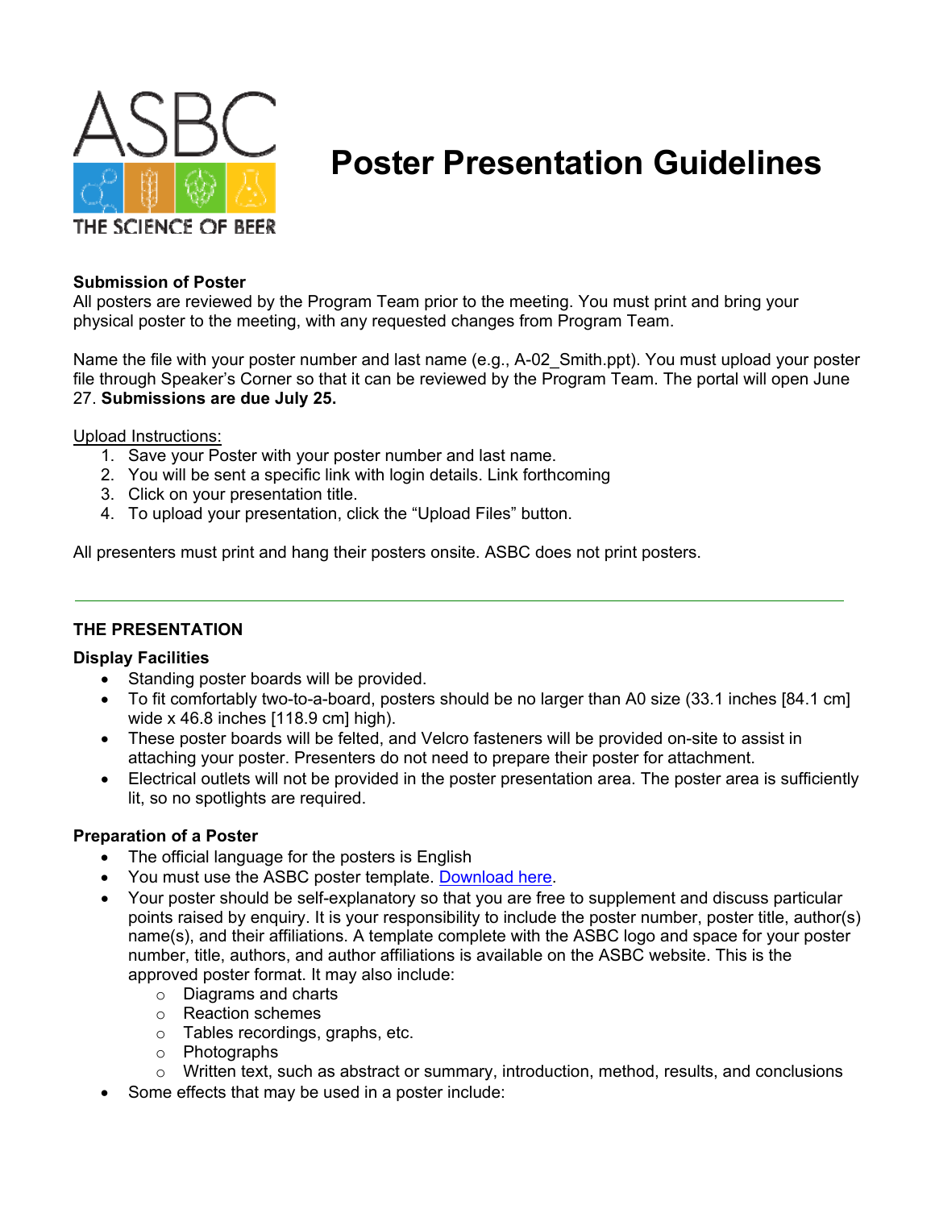# Poster Presentation Guidelines

**Submission of Poster**

All posters are reviewed by the Program Team prior to the meeting. You must print and bring your physical poster to the meeting, with any requested changes from Program Team.

Name the file with your poster number and last name (e.g., A-02_Smith.ppt). You must upload your poster file through Speaker's Corner so that it can be reviewed by the Program Team. The portal will open June 27. **Submissions are due July 25.**

Upload Instructions:

1. Save your Poster with your poster number and last name.
2. You will be sent a specific link with login details. Link forthcoming
3. Click on your presentation title.
4. To upload your presentation, click the "Upload Files" button.

All presenters must print and hang their posters onsite. ASBC does not print posters.

---

## THE PRESENTATION

**Display Facilities**

- Standing poster boards will be provided.
- To fit comfortably two-to-a-board, posters should be no larger than A0 size (33.1 inches [84.1 cm] wide x 46.8 inches [118.9 cm] high).
- These poster boards will be felted, and Velcro fasteners will be provided on-site to assist in attaching your poster. Presenters do not need to prepare their poster for attachment.
- Electrical outlets will not be provided in the poster presentation area. The poster area is sufficiently lit, so no spotlights are required.

**Preparation of a Poster**

- The official language for the posters is English
- You must use the ASBC poster template. Download here.
- Your poster should be self-explanatory so that you are free to supplement and discuss particular points raised by enquiry. It is your responsibility to include the poster number, poster title, author(s) name(s), and their affiliations. A template complete with the ASBC logo and space for your poster number, title, authors, and author affiliations is available on the ASBC website. This is the approved poster format. It may also include:
    - Diagrams and charts
    - Reaction schemes
    - Tables recordings, graphs, etc.
    - Photographs
    - Written text, such as abstract or summary, introduction, method, results, and conclusions
- Some effects that may be used in a poster include: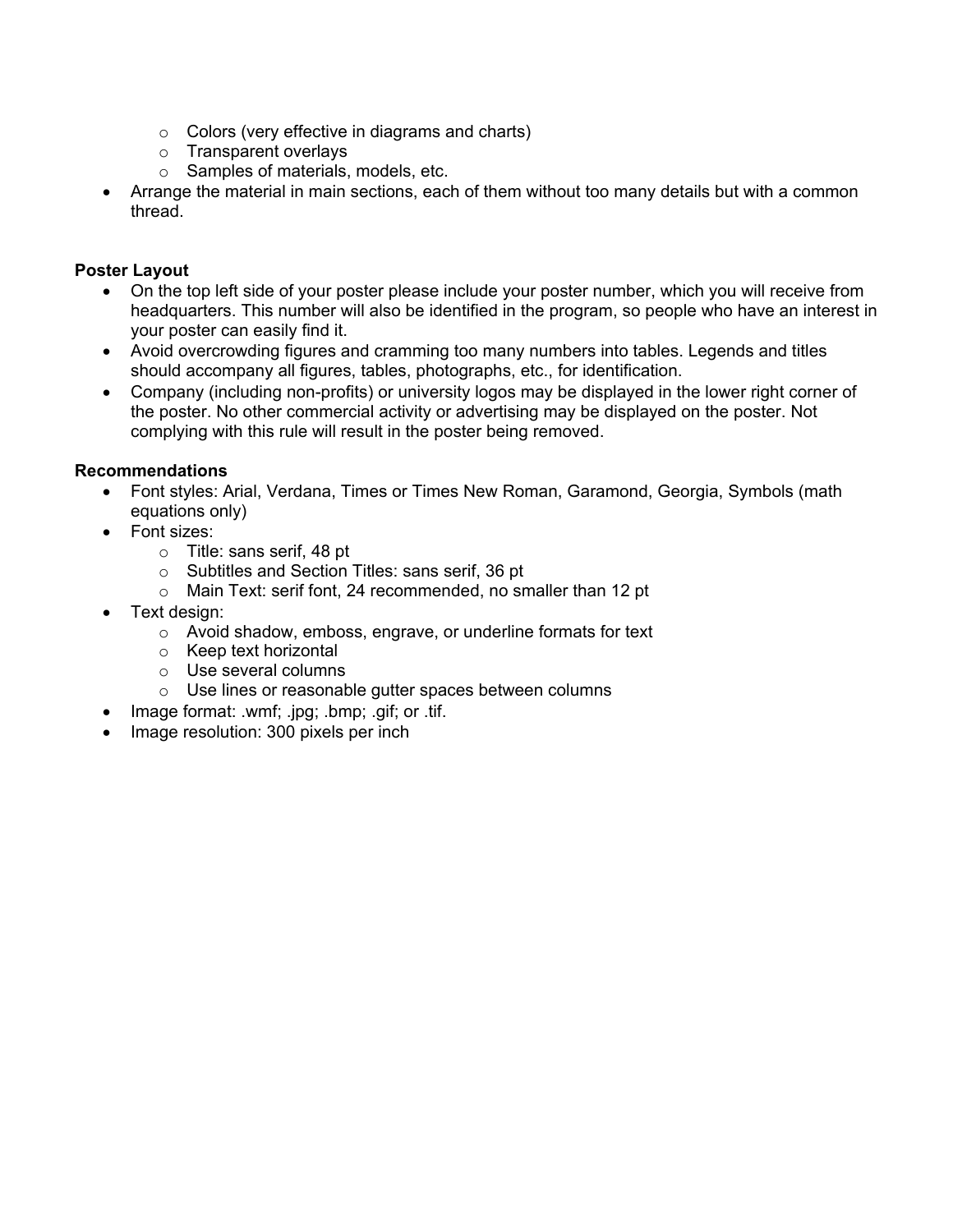- Colors (very effective in diagrams and charts)
  - Transparent overlays
  - Samples of materials, models, etc.
- Arrange the material in main sections, each of them without too many details but with a common thread.

**Poster Layout**

- On the top left side of your poster please include your poster number, which you will receive from headquarters. This number will also be identified in the program, so people who have an interest in your poster can easily find it.
- Avoid overcrowding figures and cramming too many numbers into tables. Legends and titles should accompany all figures, tables, photographs, etc., for identification.
- Company (including non-profits) or university logos may be displayed in the lower right corner of the poster. No other commercial activity or advertising may be displayed on the poster. Not complying with this rule will result in the poster being removed.

**Recommendations**

- Font styles: Arial, Verdana, Times or Times New Roman, Garamond, Georgia, Symbols (math equations only)
- Font sizes:
  - Title: sans serif, 48 pt
  - Subtitles and Section Titles: sans serif, 36 pt
  - Main Text: serif font, 24 recommended, no smaller than 12 pt
- Text design:
  - Avoid shadow, emboss, engrave, or underline formats for text
  - Keep text horizontal
  - Use several columns
  - Use lines or reasonable gutter spaces between columns
- Image format: .wmf; .jpg; .bmp; .gif; or .tif.
- Image resolution: 300 pixels per inch